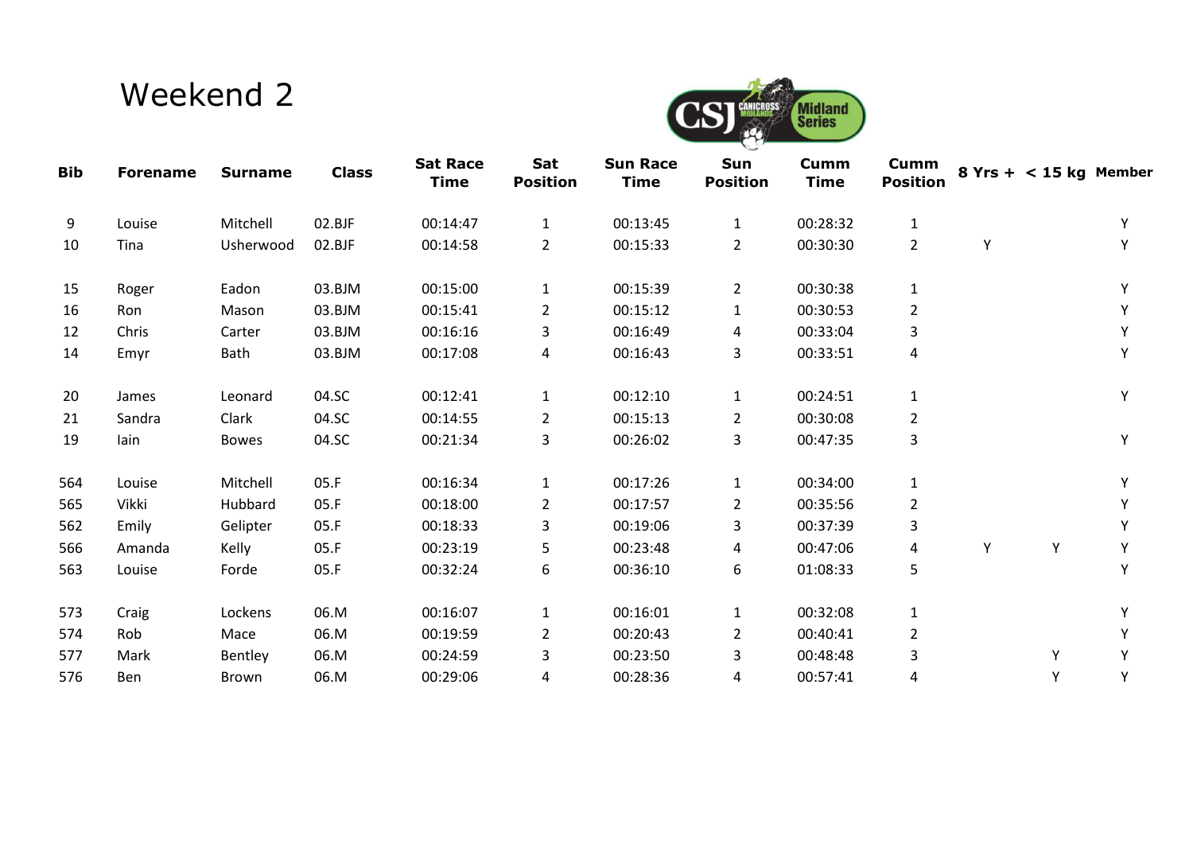# Weekend 2

| Bib | Forename | Surname | Class | Sat Race Time | Sat Position | Sun Race Time | Sun Position | Cumm Time | Cumm Position | 8 Yrs + | < 15 kg | Member |
|---|---|---|---|---|---|---|---|---|---|---|---|---|
| 9 | Louise | Mitchell | 02.BJF | 00:14:47 | 1 | 00:13:45 | 1 | 00:28:32 | 1 | | | Y |
| 10 | Tina | Usherwood | 02.BJF | 00:14:58 | 2 | 00:15:33 | 2 | 00:30:30 | 2 | Y | | Y |
| | | | | | | | | | | | | |
| 15 | Roger | Eadon | 03.BJM | 00:15:00 | 1 | 00:15:39 | 2 | 00:30:38 | 1 | | | Y |
| 16 | Ron | Mason | 03.BJM | 00:15:41 | 2 | 00:15:12 | 1 | 00:30:53 | 2 | | | Y |
| 12 | Chris | Carter | 03.BJM | 00:16:16 | 3 | 00:16:49 | 4 | 00:33:04 | 3 | | | Y |
| 14 | Emyr | Bath | 03.BJM | 00:17:08 | 4 | 00:16:43 | 3 | 00:33:51 | 4 | | | Y |
| | | | | | | | | | | | | |
| 20 | James | Leonard | 04.SC | 00:12:41 | 1 | 00:12:10 | 1 | 00:24:51 | 1 | | | Y |
| 21 | Sandra | Clark | 04.SC | 00:14:55 | 2 | 00:15:13 | 2 | 00:30:08 | 2 | | | |
| 19 | Iain | Bowes | 04.SC | 00:21:34 | 3 | 00:26:02 | 3 | 00:47:35 | 3 | | | Y |
| | | | | | | | | | | | | |
| 564 | Louise | Mitchell | 05.F | 00:16:34 | 1 | 00:17:26 | 1 | 00:34:00 | 1 | | | Y |
| 565 | Vikki | Hubbard | 05.F | 00:18:00 | 2 | 00:17:57 | 2 | 00:35:56 | 2 | | | Y |
| 562 | Emily | Gelipter | 05.F | 00:18:33 | 3 | 00:19:06 | 3 | 00:37:39 | 3 | | | Y |
| 566 | Amanda | Kelly | 05.F | 00:23:19 | 5 | 00:23:48 | 4 | 00:47:06 | 4 | Y | Y | Y |
| 563 | Louise | Forde | 05.F | 00:32:24 | 6 | 00:36:10 | 6 | 01:08:33 | 5 | | | Y |
| | | | | | | | | | | | | |
| 573 | Craig | Lockens | 06.M | 00:16:07 | 1 | 00:16:01 | 1 | 00:32:08 | 1 | | | Y |
| 574 | Rob | Mace | 06.M | 00:19:59 | 2 | 00:20:43 | 2 | 00:40:41 | 2 | | | Y |
| 577 | Mark | Bentley | 06.M | 00:24:59 | 3 | 00:23:50 | 3 | 00:48:48 | 3 | | Y | Y |
| 576 | Ben | Brown | 06.M | 00:29:06 | 4 | 00:28:36 | 4 | 00:57:41 | 4 | | Y | Y |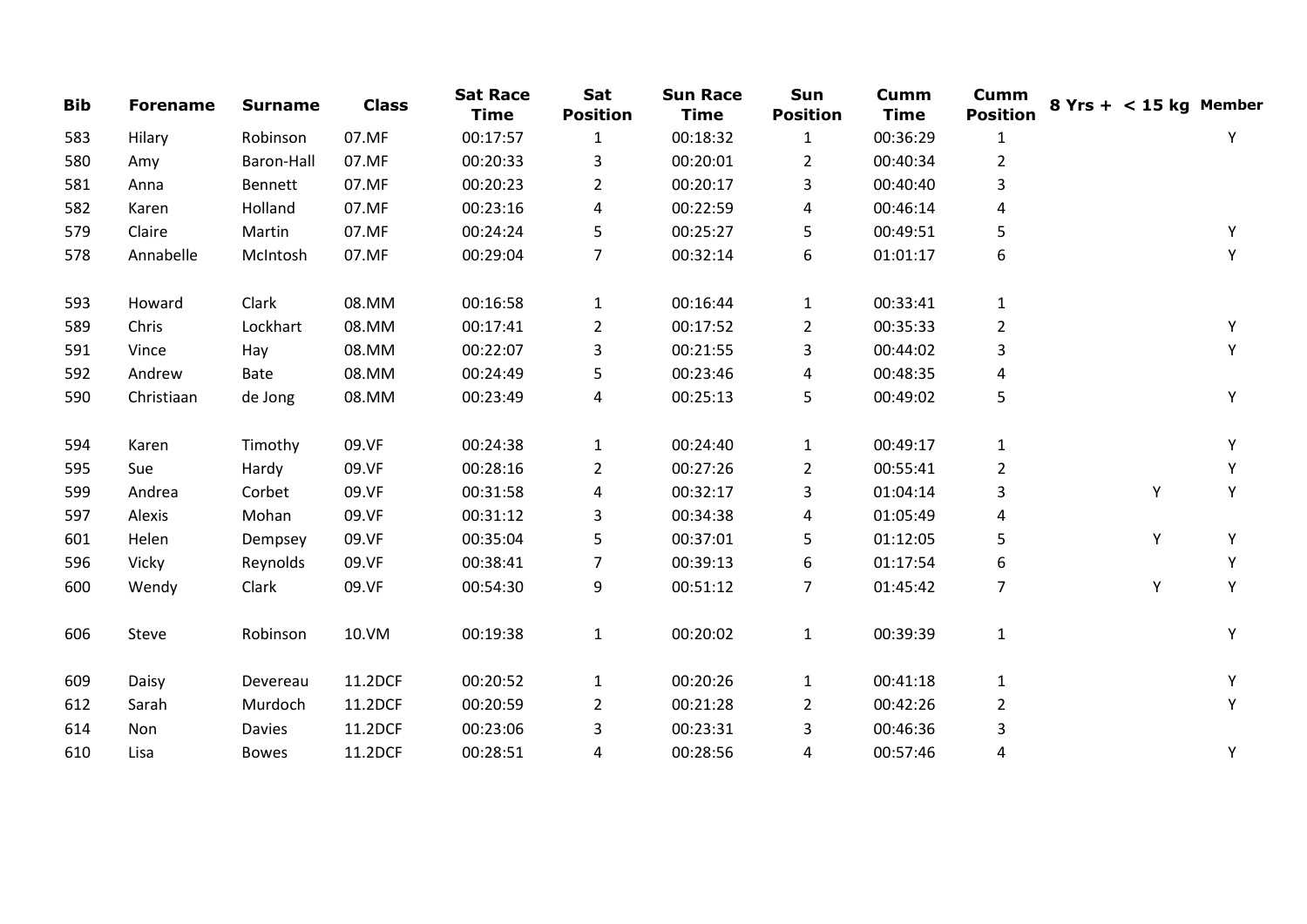| Bib | Forename | Surname | Class | Sat Race Time | Sat Position | Sun Race Time | Sun Position | Cumm Time | Cumm Position | 8 Yrs + | < 15 kg | Member |
|---|---|---|---|---|---|---|---|---|---|---|---|---|
| 583 | Hilary | Robinson | 07.MF | 00:17:57 | 1 | 00:18:32 | 1 | 00:36:29 | 1 | | | Y |
| 580 | Amy | Baron-Hall | 07.MF | 00:20:33 | 3 | 00:20:01 | 2 | 00:40:34 | 2 | | | |
| 581 | Anna | Bennett | 07.MF | 00:20:23 | 2 | 00:20:17 | 3 | 00:40:40 | 3 | | | |
| 582 | Karen | Holland | 07.MF | 00:23:16 | 4 | 00:22:59 | 4 | 00:46:14 | 4 | | | |
| 579 | Claire | Martin | 07.MF | 00:24:24 | 5 | 00:25:27 | 5 | 00:49:51 | 5 | | | Y |
| 578 | Annabelle | McIntosh | 07.MF | 00:29:04 | 7 | 00:32:14 | 6 | 01:01:17 | 6 | | | Y |
| | | | | | | | | | | | | |
| 593 | Howard | Clark | 08.MM | 00:16:58 | 1 | 00:16:44 | 1 | 00:33:41 | 1 | | | |
| 589 | Chris | Lockhart | 08.MM | 00:17:41 | 2 | 00:17:52 | 2 | 00:35:33 | 2 | | | Y |
| 591 | Vince | Hay | 08.MM | 00:22:07 | 3 | 00:21:55 | 3 | 00:44:02 | 3 | | | Y |
| 592 | Andrew | Bate | 08.MM | 00:24:49 | 5 | 00:23:46 | 4 | 00:48:35 | 4 | | | |
| 590 | Christiaan | de Jong | 08.MM | 00:23:49 | 4 | 00:25:13 | 5 | 00:49:02 | 5 | | | Y |
| | | | | | | | | | | | | |
| 594 | Karen | Timothy | 09.VF | 00:24:38 | 1 | 00:24:40 | 1 | 00:49:17 | 1 | | | Y |
| 595 | Sue | Hardy | 09.VF | 00:28:16 | 2 | 00:27:26 | 2 | 00:55:41 | 2 | | | Y |
| 599 | Andrea | Corbet | 09.VF | 00:31:58 | 4 | 00:32:17 | 3 | 01:04:14 | 3 | | Y | Y |
| 597 | Alexis | Mohan | 09.VF | 00:31:12 | 3 | 00:34:38 | 4 | 01:05:49 | 4 | | | |
| 601 | Helen | Dempsey | 09.VF | 00:35:04 | 5 | 00:37:01 | 5 | 01:12:05 | 5 | | Y | Y |
| 596 | Vicky | Reynolds | 09.VF | 00:38:41 | 7 | 00:39:13 | 6 | 01:17:54 | 6 | | | Y |
| 600 | Wendy | Clark | 09.VF | 00:54:30 | 9 | 00:51:12 | 7 | 01:45:42 | 7 | | Y | Y |
| | | | | | | | | | | | | |
| 606 | Steve | Robinson | 10.VM | 00:19:38 | 1 | 00:20:02 | 1 | 00:39:39 | 1 | | | Y |
| | | | | | | | | | | | | |
| 609 | Daisy | Devereau | 11.2DCF | 00:20:52 | 1 | 00:20:26 | 1 | 00:41:18 | 1 | | | Y |
| 612 | Sarah | Murdoch | 11.2DCF | 00:20:59 | 2 | 00:21:28 | 2 | 00:42:26 | 2 | | | Y |
| 614 | Non | Davies | 11.2DCF | 00:23:06 | 3 | 00:23:31 | 3 | 00:46:36 | 3 | | | |
| 610 | Lisa | Bowes | 11.2DCF | 00:28:51 | 4 | 00:28:56 | 4 | 00:57:46 | 4 | | | Y |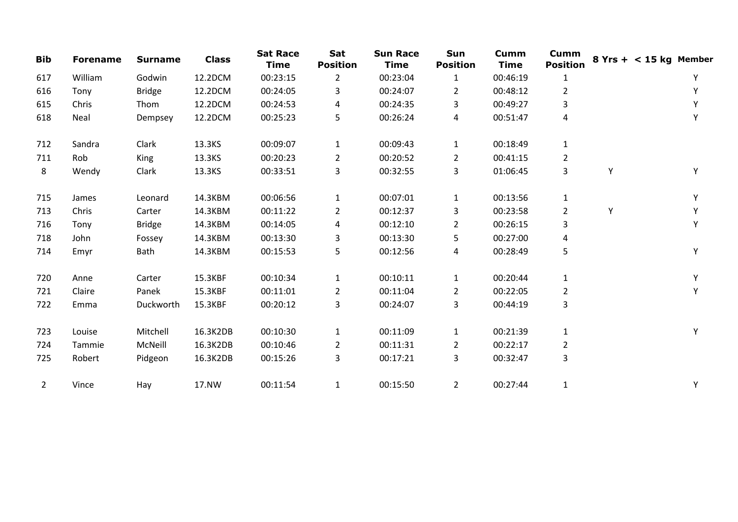| Bib | Forename | Surname | Class | Sat Race Time | Sat Position | Sun Race Time | Sun Position | Cumm Time | Cumm Position | 8 Yrs + | < 15 kg | Member |
|---|---|---|---|---|---|---|---|---|---|---|---|---|
| 617 | William | Godwin | 12.2DCM | 00:23:15 | 2 | 00:23:04 | 1 | 00:46:19 | 1 | | | Y |
| 616 | Tony | Bridge | 12.2DCM | 00:24:05 | 3 | 00:24:07 | 2 | 00:48:12 | 2 | | | Y |
| 615 | Chris | Thom | 12.2DCM | 00:24:53 | 4 | 00:24:35 | 3 | 00:49:27 | 3 | | | Y |
| 618 | Neal | Dempsey | 12.2DCM | 00:25:23 | 5 | 00:26:24 | 4 | 00:51:47 | 4 | | | Y |
| | | | | | | | | | | | | |
| 712 | Sandra | Clark | 13.3KS | 00:09:07 | 1 | 00:09:43 | 1 | 00:18:49 | 1 | | | |
| 711 | Rob | King | 13.3KS | 00:20:23 | 2 | 00:20:52 | 2 | 00:41:15 | 2 | | | |
| 8 | Wendy | Clark | 13.3KS | 00:33:51 | 3 | 00:32:55 | 3 | 01:06:45 | 3 | Y | | Y |
| | | | | | | | | | | | | |
| 715 | James | Leonard | 14.3KBM | 00:06:56 | 1 | 00:07:01 | 1 | 00:13:56 | 1 | | | Y |
| 713 | Chris | Carter | 14.3KBM | 00:11:22 | 2 | 00:12:37 | 3 | 00:23:58 | 2 | Y | | Y |
| 716 | Tony | Bridge | 14.3KBM | 00:14:05 | 4 | 00:12:10 | 2 | 00:26:15 | 3 | | | Y |
| 718 | John | Fossey | 14.3KBM | 00:13:30 | 3 | 00:13:30 | 5 | 00:27:00 | 4 | | | |
| 714 | Emyr | Bath | 14.3KBM | 00:15:53 | 5 | 00:12:56 | 4 | 00:28:49 | 5 | | | Y |
| | | | | | | | | | | | | |
| 720 | Anne | Carter | 15.3KBF | 00:10:34 | 1 | 00:10:11 | 1 | 00:20:44 | 1 | | | Y |
| 721 | Claire | Panek | 15.3KBF | 00:11:01 | 2 | 00:11:04 | 2 | 00:22:05 | 2 | | | Y |
| 722 | Emma | Duckworth | 15.3KBF | 00:20:12 | 3 | 00:24:07 | 3 | 00:44:19 | 3 | | | |
| | | | | | | | | | | | | |
| 723 | Louise | Mitchell | 16.3K2DB | 00:10:30 | 1 | 00:11:09 | 1 | 00:21:39 | 1 | | | Y |
| 724 | Tammie | McNeill | 16.3K2DB | 00:10:46 | 2 | 00:11:31 | 2 | 00:22:17 | 2 | | | |
| 725 | Robert | Pidgeon | 16.3K2DB | 00:15:26 | 3 | 00:17:21 | 3 | 00:32:47 | 3 | | | |
| | | | | | | | | | | | | |
| 2 | Vince | Hay | 17.NW | 00:11:54 | 1 | 00:15:50 | 2 | 00:27:44 | 1 | | | Y |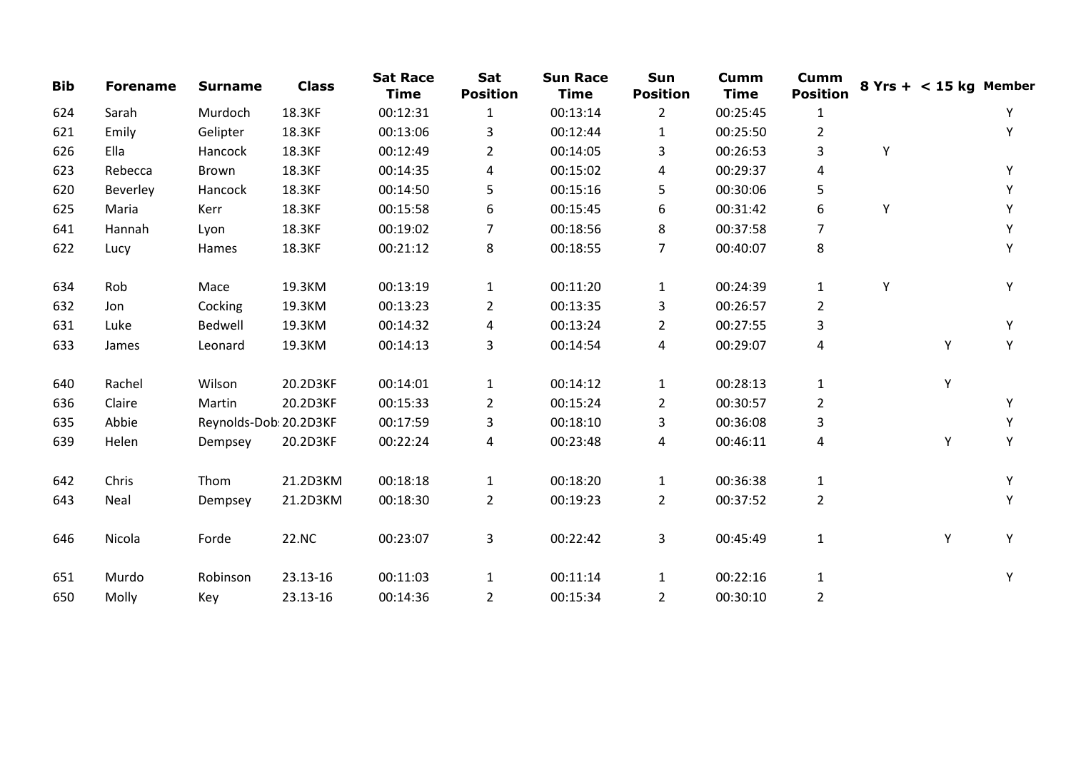| Bib | Forename | Surname | Class | Sat Race Time | Sat Position | Sun Race Time | Sun Position | Cumm Time | Cumm Position | 8 Yrs + | < 15 kg | Member |
|---|---|---|---|---|---|---|---|---|---|---|---|---|
| 624 | Sarah | Murdoch | 18.3KF | 00:12:31 | 1 | 00:13:14 | 2 | 00:25:45 | 1 | | | Y |
| 621 | Emily | Gelipter | 18.3KF | 00:13:06 | 3 | 00:12:44 | 1 | 00:25:50 | 2 | | | Y |
| 626 | Ella | Hancock | 18.3KF | 00:12:49 | 2 | 00:14:05 | 3 | 00:26:53 | 3 | Y | | |
| 623 | Rebecca | Brown | 18.3KF | 00:14:35 | 4 | 00:15:02 | 4 | 00:29:37 | 4 | | | Y |
| 620 | Beverley | Hancock | 18.3KF | 00:14:50 | 5 | 00:15:16 | 5 | 00:30:06 | 5 | | | Y |
| 625 | Maria | Kerr | 18.3KF | 00:15:58 | 6 | 00:15:45 | 6 | 00:31:42 | 6 | Y | | Y |
| 641 | Hannah | Lyon | 18.3KF | 00:19:02 | 7 | 00:18:56 | 8 | 00:37:58 | 7 | | | Y |
| 622 | Lucy | Hames | 18.3KF | 00:21:12 | 8 | 00:18:55 | 7 | 00:40:07 | 8 | | | Y |
| | | | | | | | | | | | | |
| 634 | Rob | Mace | 19.3KM | 00:13:19 | 1 | 00:11:20 | 1 | 00:24:39 | 1 | Y | | Y |
| 632 | Jon | Cocking | 19.3KM | 00:13:23 | 2 | 00:13:35 | 3 | 00:26:57 | 2 | | | |
| 631 | Luke | Bedwell | 19.3KM | 00:14:32 | 4 | 00:13:24 | 2 | 00:27:55 | 3 | | | Y |
| 633 | James | Leonard | 19.3KM | 00:14:13 | 3 | 00:14:54 | 4 | 00:29:07 | 4 | | Y | Y |
| | | | | | | | | | | | | |
| 640 | Rachel | Wilson | 20.2D3KF | 00:14:01 | 1 | 00:14:12 | 1 | 00:28:13 | 1 | | Y | |
| 636 | Claire | Martin | 20.2D3KF | 00:15:33 | 2 | 00:15:24 | 2 | 00:30:57 | 2 | | | Y |
| 635 | Abbie | Reynolds-Dob | 20.2D3KF | 00:17:59 | 3 | 00:18:10 | 3 | 00:36:08 | 3 | | | Y |
| 639 | Helen | Dempsey | 20.2D3KF | 00:22:24 | 4 | 00:23:48 | 4 | 00:46:11 | 4 | | Y | Y |
| | | | | | | | | | | | | |
| 642 | Chris | Thom | 21.2D3KM | 00:18:18 | 1 | 00:18:20 | 1 | 00:36:38 | 1 | | | Y |
| 643 | Neal | Dempsey | 21.2D3KM | 00:18:30 | 2 | 00:19:23 | 2 | 00:37:52 | 2 | | | Y |
| | | | | | | | | | | | | |
| 646 | Nicola | Forde | 22.NC | 00:23:07 | 3 | 00:22:42 | 3 | 00:45:49 | 1 | | Y | Y |
| | | | | | | | | | | | | |
| 651 | Murdo | Robinson | 23.13-16 | 00:11:03 | 1 | 00:11:14 | 1 | 00:22:16 | 1 | | | Y |
| 650 | Molly | Key | 23.13-16 | 00:14:36 | 2 | 00:15:34 | 2 | 00:30:10 | 2 | | | |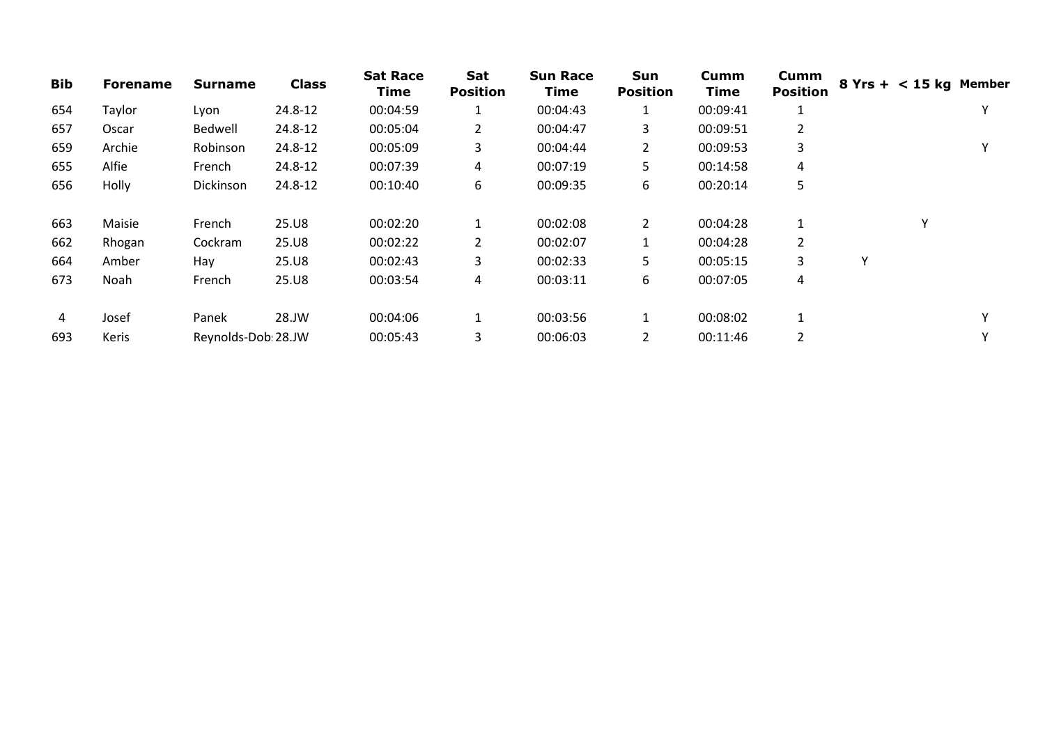| Bib | Forename | Surname | Class | Sat Race Time | Sat Position | Sun Race Time | Sun Position | Cumm Time | Cumm Position | 8 Yrs + | < 15 kg | Member |
|---|---|---|---|---|---|---|---|---|---|---|---|---|
| 654 | Taylor | Lyon | 24.8-12 | 00:04:59 | 1 | 00:04:43 | 1 | 00:09:41 | 1 | | | Y |
| 657 | Oscar | Bedwell | 24.8-12 | 00:05:04 | 2 | 00:04:47 | 3 | 00:09:51 | 2 | | | |
| 659 | Archie | Robinson | 24.8-12 | 00:05:09 | 3 | 00:04:44 | 2 | 00:09:53 | 3 | | | Y |
| 655 | Alfie | French | 24.8-12 | 00:07:39 | 4 | 00:07:19 | 5 | 00:14:58 | 4 | | | |
| 656 | Holly | Dickinson | 24.8-12 | 00:10:40 | 6 | 00:09:35 | 6 | 00:20:14 | 5 | | | |
| | | | | | | | | | | | | |
| 663 | Maisie | French | 25.U8 | 00:02:20 | 1 | 00:02:08 | 2 | 00:04:28 | 1 | | Y | |
| 662 | Rhogan | Cockram | 25.U8 | 00:02:22 | 2 | 00:02:07 | 1 | 00:04:28 | 2 | | | |
| 664 | Amber | Hay | 25.U8 | 00:02:43 | 3 | 00:02:33 | 5 | 00:05:15 | 3 | Y | | |
| 673 | Noah | French | 25.U8 | 00:03:54 | 4 | 00:03:11 | 6 | 00:07:05 | 4 | | | |
| | | | | | | | | | | | | |
| 4 | Josef | Panek | 28.JW | 00:04:06 | 1 | 00:03:56 | 1 | 00:08:02 | 1 | | | Y |
| 693 | Keris | Reynolds-Dob | 28.JW | 00:05:43 | 3 | 00:06:03 | 2 | 00:11:46 | 2 | | | Y |